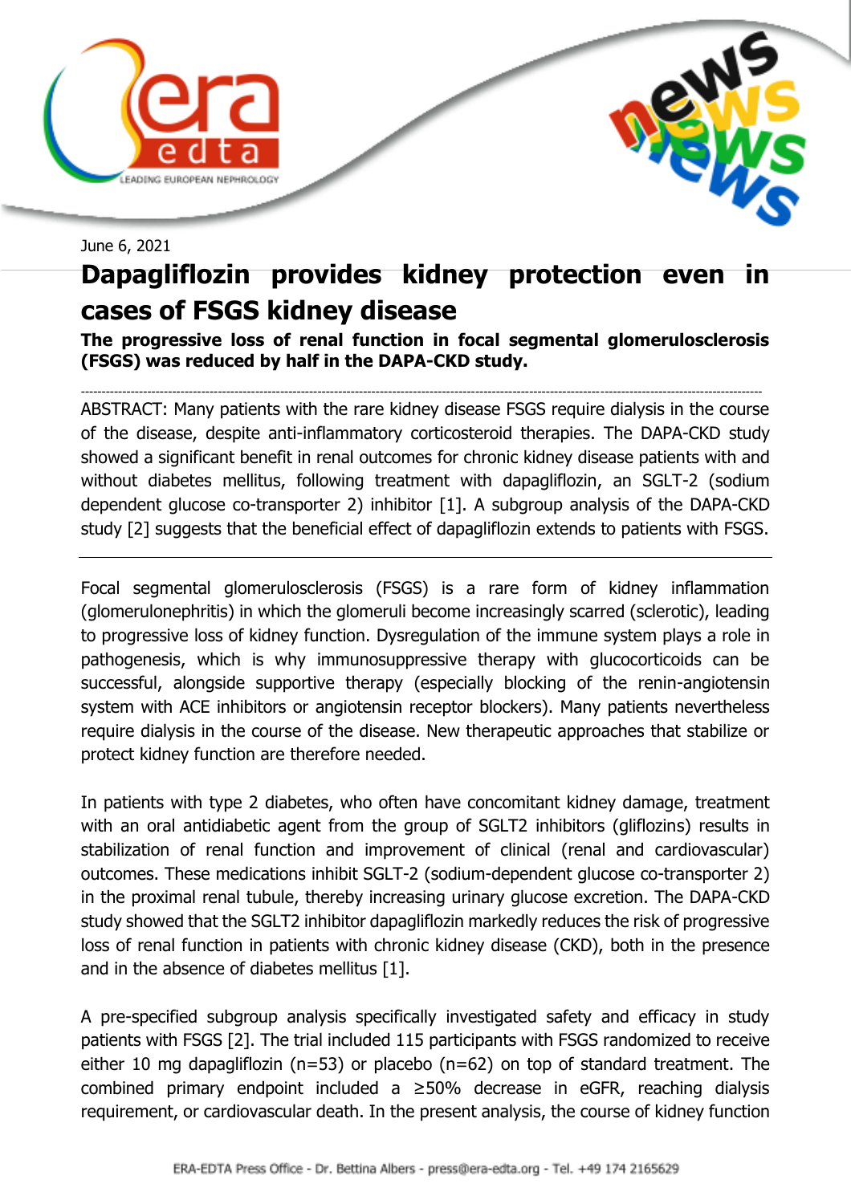June 6, 2021

# Dapagliflozin provides kidney protection even in cases of FSGS kidney disease

**The progressive loss of renal function in focal segmental glomerulosclerosis (FSGS) was reduced by half in the DAPA-CKD study.**

---

ABSTRACT: Many patients with the rare kidney disease FSGS require dialysis in the course of the disease, despite anti-inflammatory corticosteroid therapies. The DAPA-CKD study showed a significant benefit in renal outcomes for chronic kidney disease patients with and without diabetes mellitus, following treatment with dapagliflozin, an SGLT-2 (sodium dependent glucose co-transporter 2) inhibitor [1]. A subgroup analysis of the DAPA-CKD study [2] suggests that the beneficial effect of dapagliflozin extends to patients with FSGS.

---

Focal segmental glomerulosclerosis (FSGS) is a rare form of kidney inflammation (glomerulonephritis) in which the glomeruli become increasingly scarred (sclerotic), leading to progressive loss of kidney function. Dysregulation of the immune system plays a role in pathogenesis, which is why immunosuppressive therapy with glucocorticoids can be successful, alongside supportive therapy (especially blocking of the renin-angiotensin system with ACE inhibitors or angiotensin receptor blockers). Many patients nevertheless require dialysis in the course of the disease. New therapeutic approaches that stabilize or protect kidney function are therefore needed.

In patients with type 2 diabetes, who often have concomitant kidney damage, treatment with an oral antidiabetic agent from the group of SGLT2 inhibitors (gliflozins) results in stabilization of renal function and improvement of clinical (renal and cardiovascular) outcomes. These medications inhibit SGLT-2 (sodium-dependent glucose co-transporter 2) in the proximal renal tubule, thereby increasing urinary glucose excretion. The DAPA-CKD study showed that the SGLT2 inhibitor dapagliflozin markedly reduces the risk of progressive loss of renal function in patients with chronic kidney disease (CKD), both in the presence and in the absence of diabetes mellitus [1].

A pre-specified subgroup analysis specifically investigated safety and efficacy in study patients with FSGS [2]. The trial included 115 participants with FSGS randomized to receive either 10 mg dapagliflozin (n=53) or placebo (n=62) on top of standard treatment. The combined primary endpoint included a ≥50% decrease in eGFR, reaching dialysis requirement, or cardiovascular death. In the present analysis, the course of kidney function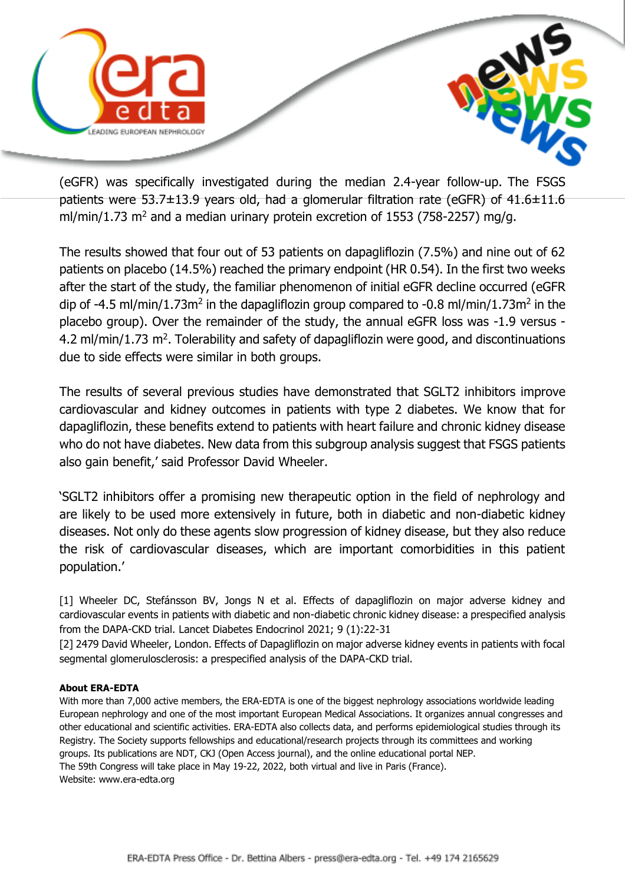(eGFR) was specifically investigated during the median 2.4-year follow-up. The FSGS patients were 53.7±13.9 years old, had a glomerular filtration rate (eGFR) of 41.6±11.6 ml/min/1.73 $m^2$ and a median urinary protein excretion of 1553 (758-2257) mg/g.

The results showed that four out of 53 patients on dapagliflozin (7.5%) and nine out of 62 patients on placebo (14.5%) reached the primary endpoint (HR 0.54). In the first two weeks after the start of the study, the familiar phenomenon of initial eGFR decline occurred (eGFR dip of -4.5 ml/min/1.73$m^2$ in the dapagliflozin group compared to -0.8 ml/min/1.73$m^2$ in the placebo group). Over the remainder of the study, the annual eGFR loss was -1.9 versus -4.2 ml/min/1.73 $m^2$. Tolerability and safety of dapagliflozin were good, and discontinuations due to side effects were similar in both groups.

The results of several previous studies have demonstrated that SGLT2 inhibitors improve cardiovascular and kidney outcomes in patients with type 2 diabetes. We know that for dapagliflozin, these benefits extend to patients with heart failure and chronic kidney disease who do not have diabetes. New data from this subgroup analysis suggest that FSGS patients also gain benefit,' said Professor David Wheeler.

'SGLT2 inhibitors offer a promising new therapeutic option in the field of nephrology and are likely to be used more extensively in future, both in diabetic and non-diabetic kidney diseases. Not only do these agents slow progression of kidney disease, but they also reduce the risk of cardiovascular diseases, which are important comorbidities in this patient population.'

[1] Wheeler DC, Stefánsson BV, Jongs N et al. Effects of dapagliflozin on major adverse kidney and cardiovascular events in patients with diabetic and non-diabetic chronic kidney disease: a prespecified analysis from the DAPA-CKD trial. Lancet Diabetes Endocrinol 2021; 9 (1):22-31
[2] 2479 David Wheeler, London. Effects of Dapagliflozin on major adverse kidney events in patients with focal segmental glomerulosclerosis: a prespecified analysis of the DAPA-CKD trial.

**About ERA-EDTA**
With more than 7,000 active members, the ERA-EDTA is one of the biggest nephrology associations worldwide leading European nephrology and one of the most important European Medical Associations. It organizes annual congresses and other educational and scientific activities. ERA-EDTA also collects data, and performs epidemiological studies through its Registry. The Society supports fellowships and educational/research projects through its committees and working groups. Its publications are NDT, CKJ (Open Access journal), and the online educational portal NEP.
The 59th Congress will take place in May 19-22, 2022, both virtual and live in Paris (France).
Website: www.era-edta.org